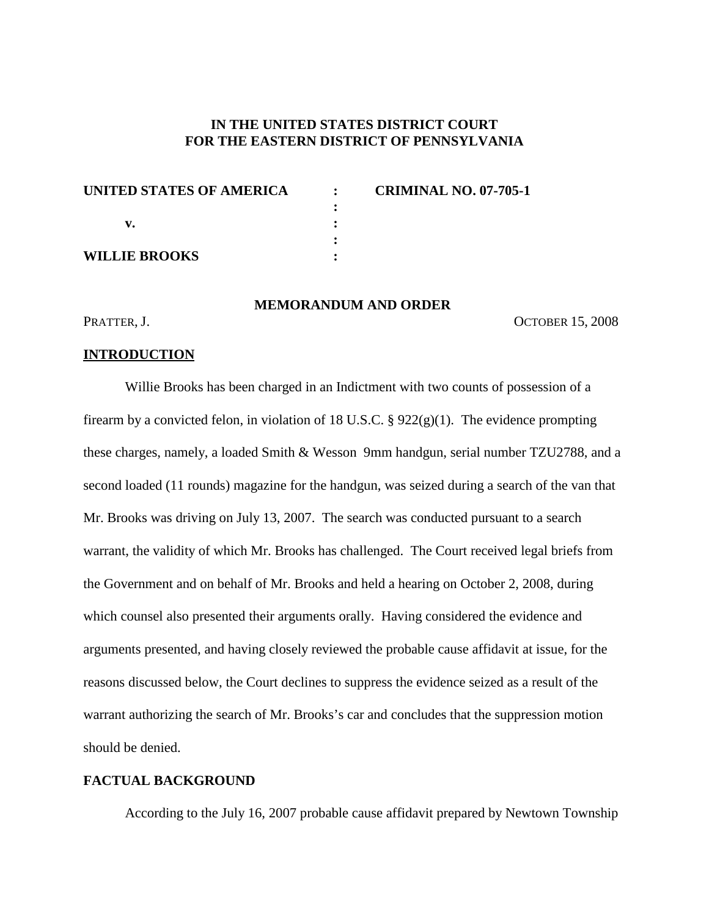**IN THE UNITED STATES DISTRICT COURT**
**FOR THE EASTERN DISTRICT OF PENNSYLVANIA**

| | | |
|---|---|---|
| **UNITED STATES OF AMERICA** | : | **CRIMINAL NO. 07-705-1** |
| | : | |
| **v.** | : | |
| | : | |
| **WILLIE BROOKS** | : | |

**MEMORANDUM AND ORDER**

PRATTER, J. OCTOBER 15, 2008

## INTRODUCTION

Willie Brooks has been charged in an Indictment with two counts of possession of a firearm by a convicted felon, in violation of 18 U.S.C. § 922(g)(1). The evidence prompting these charges, namely, a loaded Smith & Wesson 9mm handgun, serial number TZU2788, and a second loaded (11 rounds) magazine for the handgun, was seized during a search of the van that Mr. Brooks was driving on July 13, 2007. The search was conducted pursuant to a search warrant, the validity of which Mr. Brooks has challenged. The Court received legal briefs from the Government and on behalf of Mr. Brooks and held a hearing on October 2, 2008, during which counsel also presented their arguments orally. Having considered the evidence and arguments presented, and having closely reviewed the probable cause affidavit at issue, for the reasons discussed below, the Court declines to suppress the evidence seized as a result of the warrant authorizing the search of Mr. Brooks's car and concludes that the suppression motion should be denied.

## FACTUAL BACKGROUND

According to the July 16, 2007 probable cause affidavit prepared by Newtown Township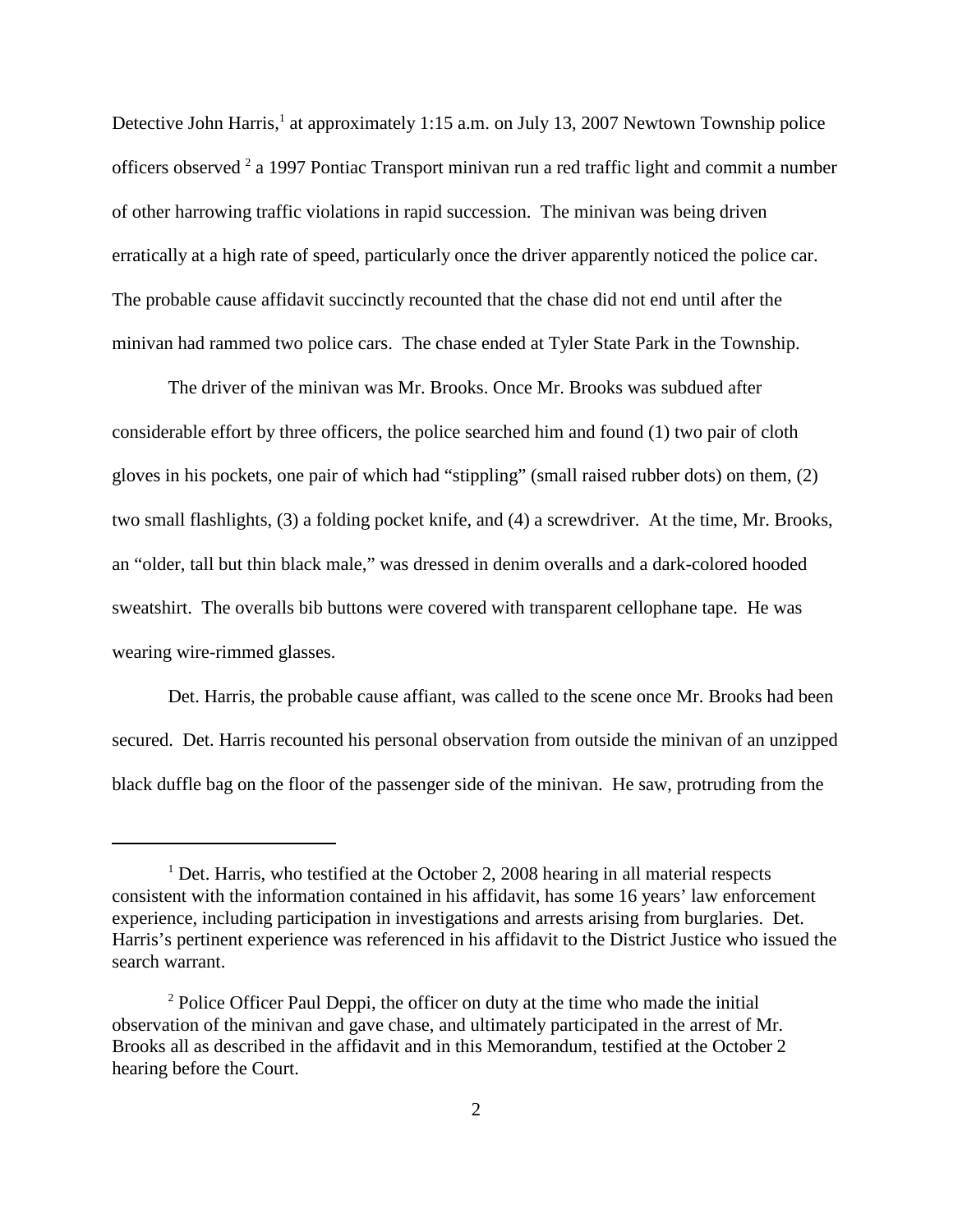Detective John Harris,[1] at approximately 1:15 a.m. on July 13, 2007 Newtown Township police officers observed [2] a 1997 Pontiac Transport minivan run a red traffic light and commit a number of other harrowing traffic violations in rapid succession. The minivan was being driven erratically at a high rate of speed, particularly once the driver apparently noticed the police car. The probable cause affidavit succinctly recounted that the chase did not end until after the minivan had rammed two police cars. The chase ended at Tyler State Park in the Township.

The driver of the minivan was Mr. Brooks. Once Mr. Brooks was subdued after considerable effort by three officers, the police searched him and found (1) two pair of cloth gloves in his pockets, one pair of which had "stippling" (small raised rubber dots) on them, (2) two small flashlights, (3) a folding pocket knife, and (4) a screwdriver. At the time, Mr. Brooks, an "older, tall but thin black male," was dressed in denim overalls and a dark-colored hooded sweatshirt. The overalls bib buttons were covered with transparent cellophane tape. He was wearing wire-rimmed glasses.

Det. Harris, the probable cause affiant, was called to the scene once Mr. Brooks had been secured. Det. Harris recounted his personal observation from outside the minivan of an unzipped black duffle bag on the floor of the passenger side of the minivan. He saw, protruding from the

---

[1] Det. Harris, who testified at the October 2, 2008 hearing in all material respects consistent with the information contained in his affidavit, has some 16 years' law enforcement experience, including participation in investigations and arrests arising from burglaries. Det. Harris's pertinent experience was referenced in his affidavit to the District Justice who issued the search warrant.

[2] Police Officer Paul Deppi, the officer on duty at the time who made the initial observation of the minivan and gave chase, and ultimately participated in the arrest of Mr. Brooks all as described in the affidavit and in this Memorandum, testified at the October 2 hearing before the Court.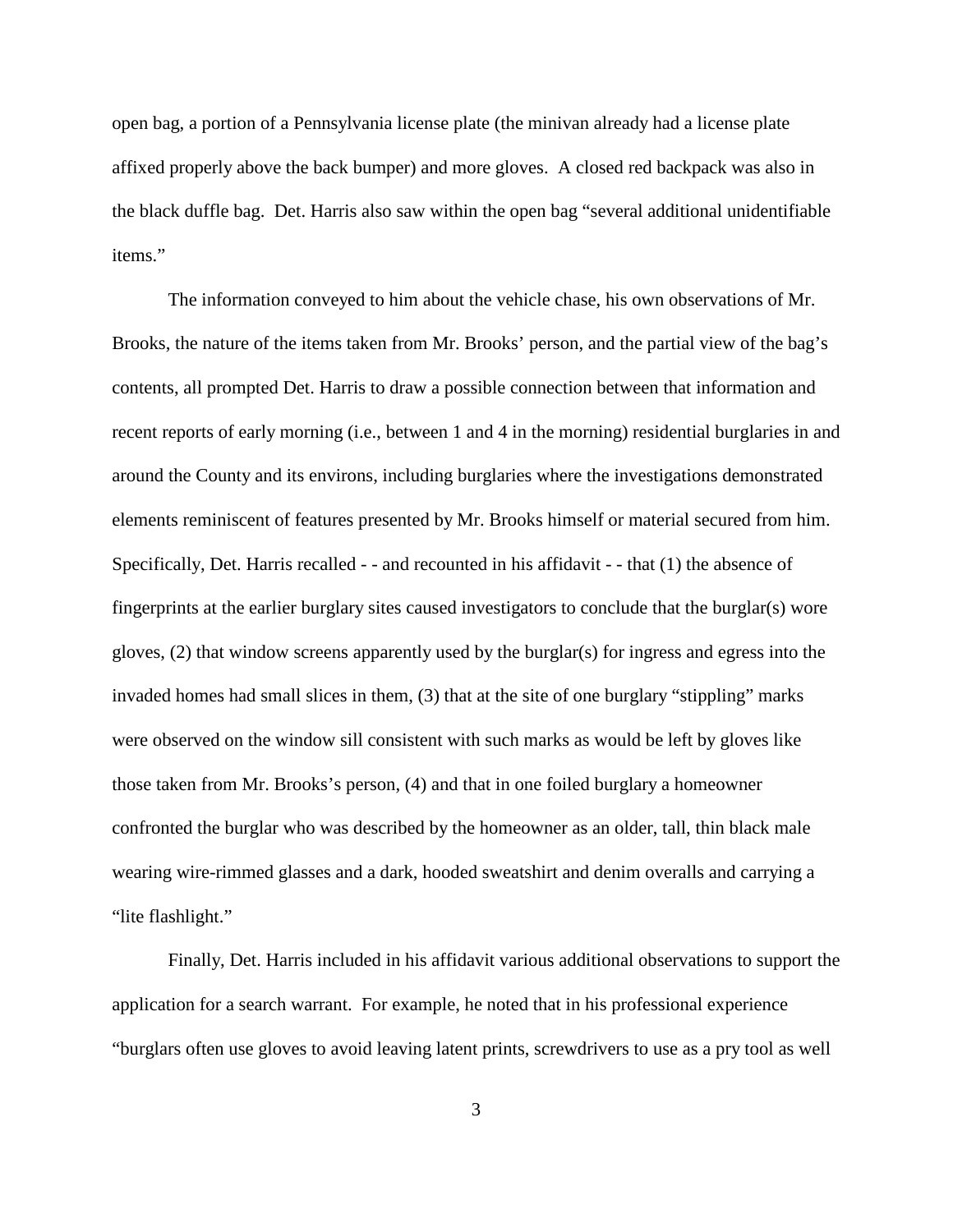open bag, a portion of a Pennsylvania license plate (the minivan already had a license plate affixed properly above the back bumper) and more gloves. A closed red backpack was also in the black duffle bag. Det. Harris also saw within the open bag "several additional unidentifiable items."

The information conveyed to him about the vehicle chase, his own observations of Mr. Brooks, the nature of the items taken from Mr. Brooks' person, and the partial view of the bag's contents, all prompted Det. Harris to draw a possible connection between that information and recent reports of early morning (i.e., between 1 and 4 in the morning) residential burglaries in and around the County and its environs, including burglaries where the investigations demonstrated elements reminiscent of features presented by Mr. Brooks himself or material secured from him. Specifically, Det. Harris recalled - - and recounted in his affidavit - - that (1) the absence of fingerprints at the earlier burglary sites caused investigators to conclude that the burglar(s) wore gloves, (2) that window screens apparently used by the burglar(s) for ingress and egress into the invaded homes had small slices in them, (3) that at the site of one burglary "stippling" marks were observed on the window sill consistent with such marks as would be left by gloves like those taken from Mr. Brooks's person, (4) and that in one foiled burglary a homeowner confronted the burglar who was described by the homeowner as an older, tall, thin black male wearing wire-rimmed glasses and a dark, hooded sweatshirt and denim overalls and carrying a "lite flashlight."

Finally, Det. Harris included in his affidavit various additional observations to support the application for a search warrant. For example, he noted that in his professional experience "burglars often use gloves to avoid leaving latent prints, screwdrivers to use as a pry tool as well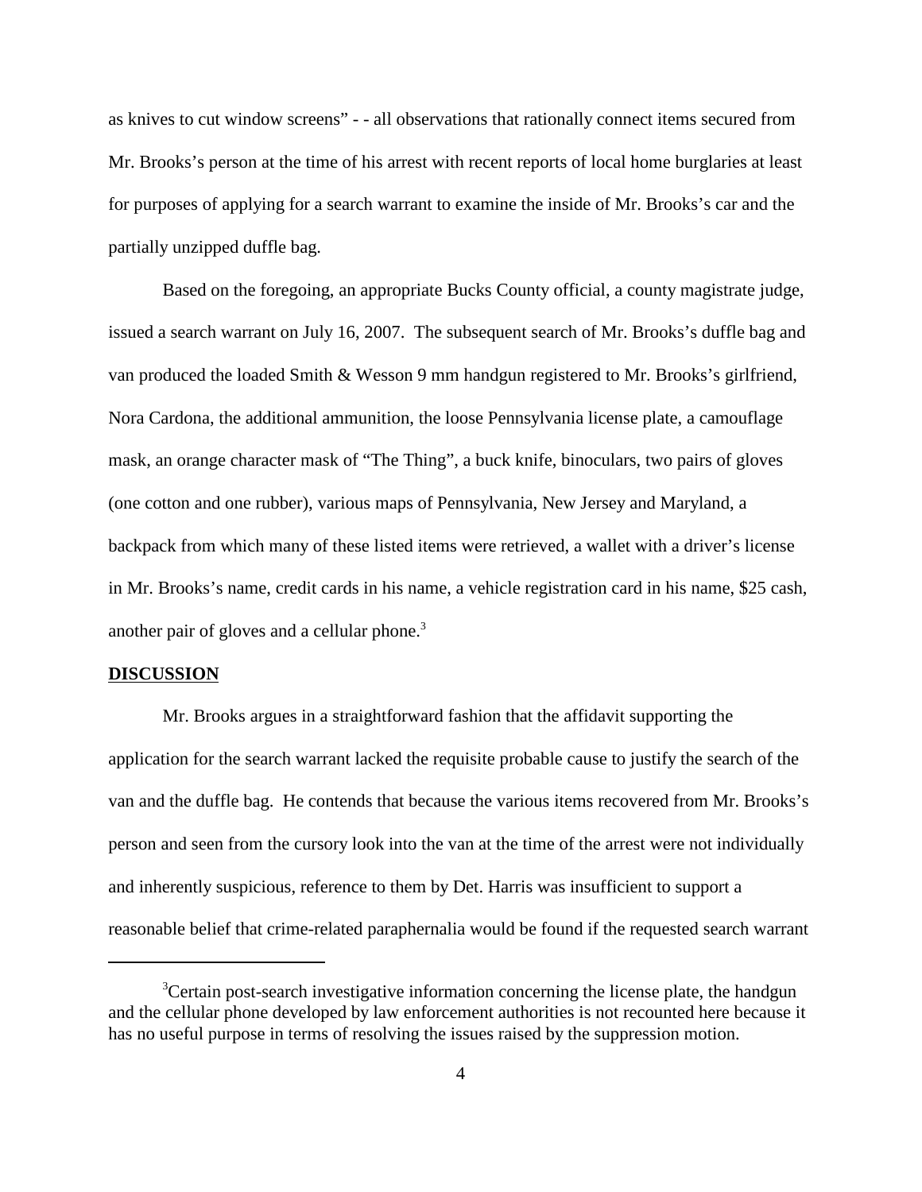as knives to cut window screens" - - all observations that rationally connect items secured from Mr. Brooks's person at the time of his arrest with recent reports of local home burglaries at least for purposes of applying for a search warrant to examine the inside of Mr. Brooks's car and the partially unzipped duffle bag.

Based on the foregoing, an appropriate Bucks County official, a county magistrate judge, issued a search warrant on July 16, 2007. The subsequent search of Mr. Brooks's duffle bag and van produced the loaded Smith & Wesson 9 mm handgun registered to Mr. Brooks's girlfriend, Nora Cardona, the additional ammunition, the loose Pennsylvania license plate, a camouflage mask, an orange character mask of "The Thing", a buck knife, binoculars, two pairs of gloves (one cotton and one rubber), various maps of Pennsylvania, New Jersey and Maryland, a backpack from which many of these listed items were retrieved, a wallet with a driver's license in Mr. Brooks's name, credit cards in his name, a vehicle registration card in his name, $25 cash, another pair of gloves and a cellular phone.[3]

**DISCUSSION**

Mr. Brooks argues in a straightforward fashion that the affidavit supporting the application for the search warrant lacked the requisite probable cause to justify the search of the van and the duffle bag. He contends that because the various items recovered from Mr. Brooks's person and seen from the cursory look into the van at the time of the arrest were not individually and inherently suspicious, reference to them by Det. Harris was insufficient to support a reasonable belief that crime-related paraphernalia would be found if the requested search warrant

[3]Certain post-search investigative information concerning the license plate, the handgun and the cellular phone developed by law enforcement authorities is not recounted here because it has no useful purpose in terms of resolving the issues raised by the suppression motion.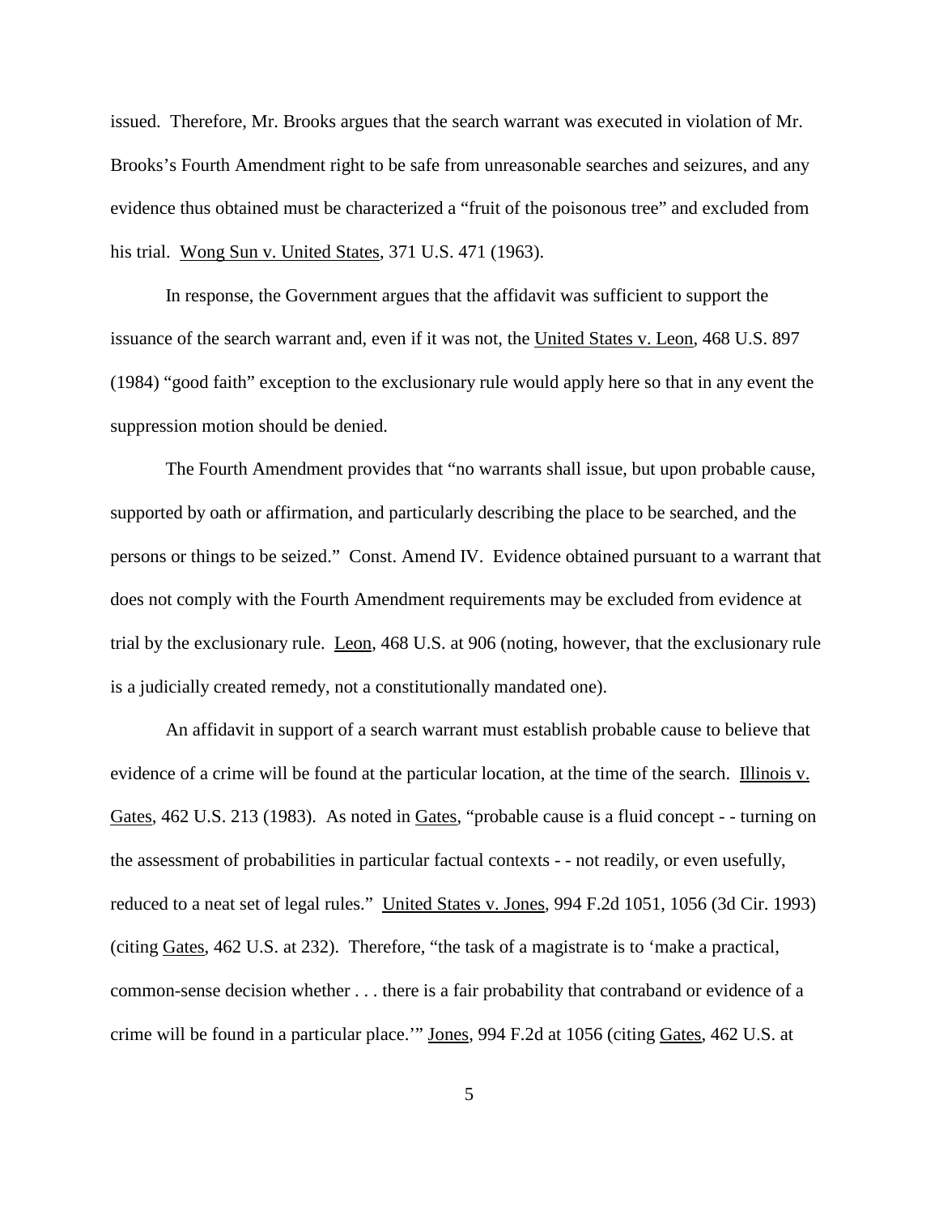issued. Therefore, Mr. Brooks argues that the search warrant was executed in violation of Mr. Brooks's Fourth Amendment right to be safe from unreasonable searches and seizures, and any evidence thus obtained must be characterized a "fruit of the poisonous tree" and excluded from his trial. Wong Sun v. United States, 371 U.S. 471 (1963).

In response, the Government argues that the affidavit was sufficient to support the issuance of the search warrant and, even if it was not, the United States v. Leon, 468 U.S. 897 (1984) "good faith" exception to the exclusionary rule would apply here so that in any event the suppression motion should be denied.

The Fourth Amendment provides that "no warrants shall issue, but upon probable cause, supported by oath or affirmation, and particularly describing the place to be searched, and the persons or things to be seized." Const. Amend IV. Evidence obtained pursuant to a warrant that does not comply with the Fourth Amendment requirements may be excluded from evidence at trial by the exclusionary rule. Leon, 468 U.S. at 906 (noting, however, that the exclusionary rule is a judicially created remedy, not a constitutionally mandated one).

An affidavit in support of a search warrant must establish probable cause to believe that evidence of a crime will be found at the particular location, at the time of the search. Illinois v. Gates, 462 U.S. 213 (1983). As noted in Gates, "probable cause is a fluid concept - - turning on the assessment of probabilities in particular factual contexts - - not readily, or even usefully, reduced to a neat set of legal rules." United States v. Jones, 994 F.2d 1051, 1056 (3d Cir. 1993) (citing Gates, 462 U.S. at 232). Therefore, "the task of a magistrate is to 'make a practical, common-sense decision whether . . . there is a fair probability that contraband or evidence of a crime will be found in a particular place.'" Jones, 994 F.2d at 1056 (citing Gates, 462 U.S. at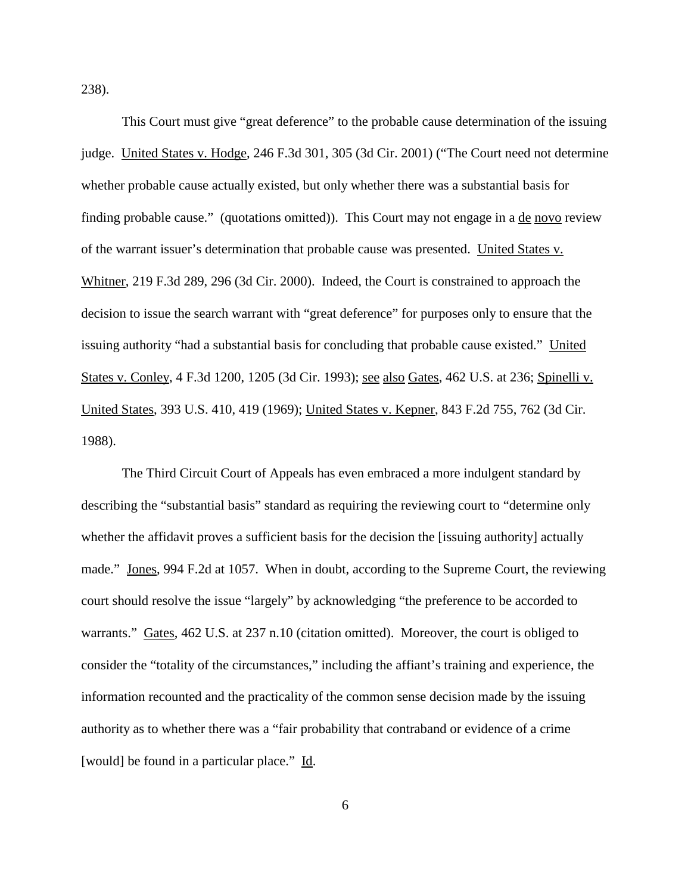238).

This Court must give "great deference" to the probable cause determination of the issuing judge. United States v. Hodge, 246 F.3d 301, 305 (3d Cir. 2001) ("The Court need not determine whether probable cause actually existed, but only whether there was a substantial basis for finding probable cause." (quotations omitted)). This Court may not engage in a de novo review of the warrant issuer's determination that probable cause was presented. United States v. Whitner, 219 F.3d 289, 296 (3d Cir. 2000). Indeed, the Court is constrained to approach the decision to issue the search warrant with "great deference" for purposes only to ensure that the issuing authority "had a substantial basis for concluding that probable cause existed." United States v. Conley, 4 F.3d 1200, 1205 (3d Cir. 1993); see also Gates, 462 U.S. at 236; Spinelli v. United States, 393 U.S. 410, 419 (1969); United States v. Kepner, 843 F.2d 755, 762 (3d Cir. 1988).

The Third Circuit Court of Appeals has even embraced a more indulgent standard by describing the "substantial basis" standard as requiring the reviewing court to "determine only whether the affidavit proves a sufficient basis for the decision the [issuing authority] actually made." Jones, 994 F.2d at 1057. When in doubt, according to the Supreme Court, the reviewing court should resolve the issue "largely" by acknowledging "the preference to be accorded to warrants." Gates, 462 U.S. at 237 n.10 (citation omitted). Moreover, the court is obliged to consider the "totality of the circumstances," including the affiant's training and experience, the information recounted and the practicality of the common sense decision made by the issuing authority as to whether there was a "fair probability that contraband or evidence of a crime [would] be found in a particular place." Id.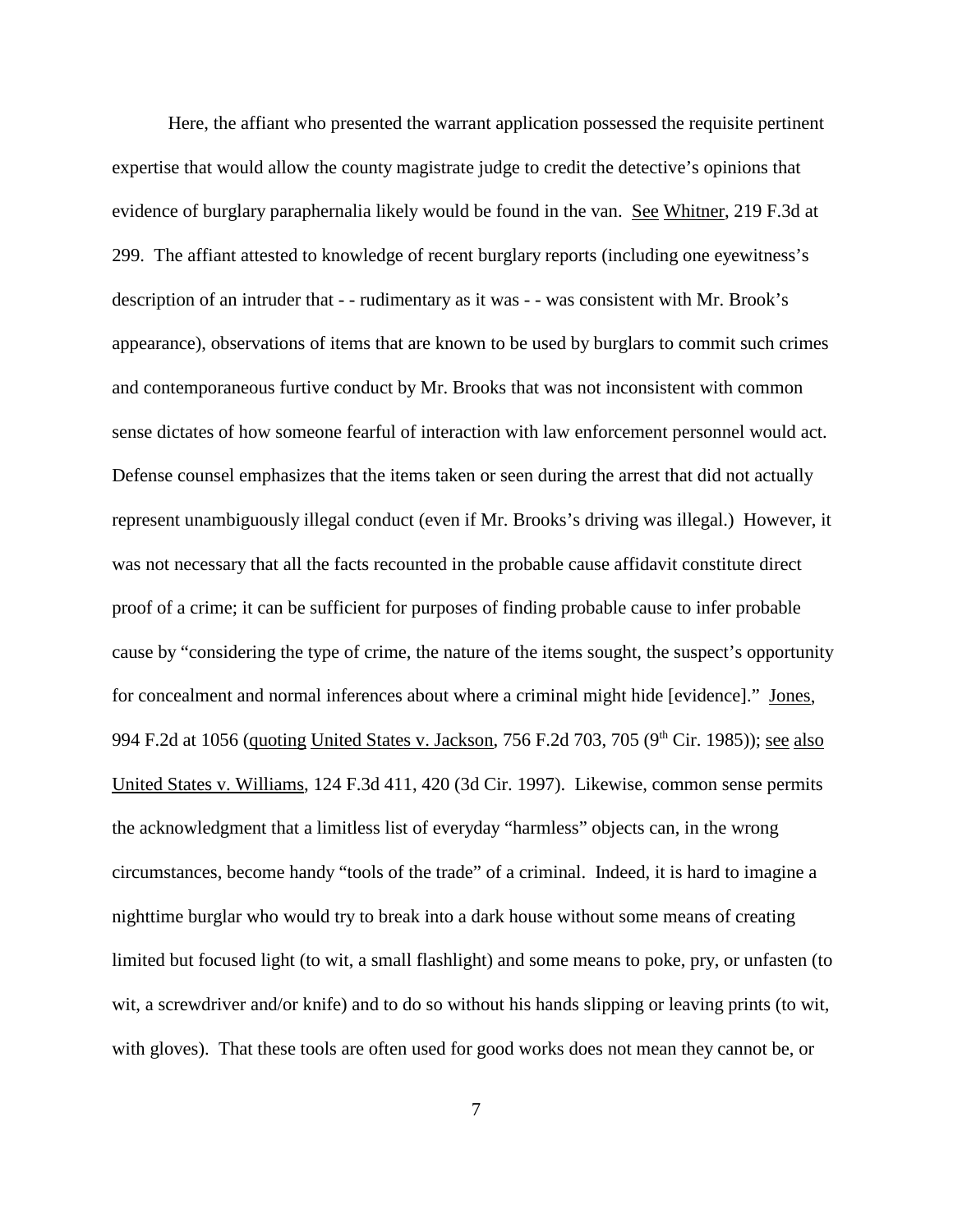Here, the affiant who presented the warrant application possessed the requisite pertinent expertise that would allow the county magistrate judge to credit the detective's opinions that evidence of burglary paraphernalia likely would be found in the van. See Whitner, 219 F.3d at 299. The affiant attested to knowledge of recent burglary reports (including one eyewitness's description of an intruder that - - rudimentary as it was - - was consistent with Mr. Brook's appearance), observations of items that are known to be used by burglars to commit such crimes and contemporaneous furtive conduct by Mr. Brooks that was not inconsistent with common sense dictates of how someone fearful of interaction with law enforcement personnel would act. Defense counsel emphasizes that the items taken or seen during the arrest that did not actually represent unambiguously illegal conduct (even if Mr. Brooks's driving was illegal.) However, it was not necessary that all the facts recounted in the probable cause affidavit constitute direct proof of a crime; it can be sufficient for purposes of finding probable cause to infer probable cause by "considering the type of crime, the nature of the items sought, the suspect's opportunity for concealment and normal inferences about where a criminal might hide [evidence]." Jones, 994 F.2d at 1056 (quoting United States v. Jackson, 756 F.2d 703, 705 (9th Cir. 1985)); see also United States v. Williams, 124 F.3d 411, 420 (3d Cir. 1997). Likewise, common sense permits the acknowledgment that a limitless list of everyday "harmless" objects can, in the wrong circumstances, become handy "tools of the trade" of a criminal. Indeed, it is hard to imagine a nighttime burglar who would try to break into a dark house without some means of creating limited but focused light (to wit, a small flashlight) and some means to poke, pry, or unfasten (to wit, a screwdriver and/or knife) and to do so without his hands slipping or leaving prints (to wit, with gloves). That these tools are often used for good works does not mean they cannot be, or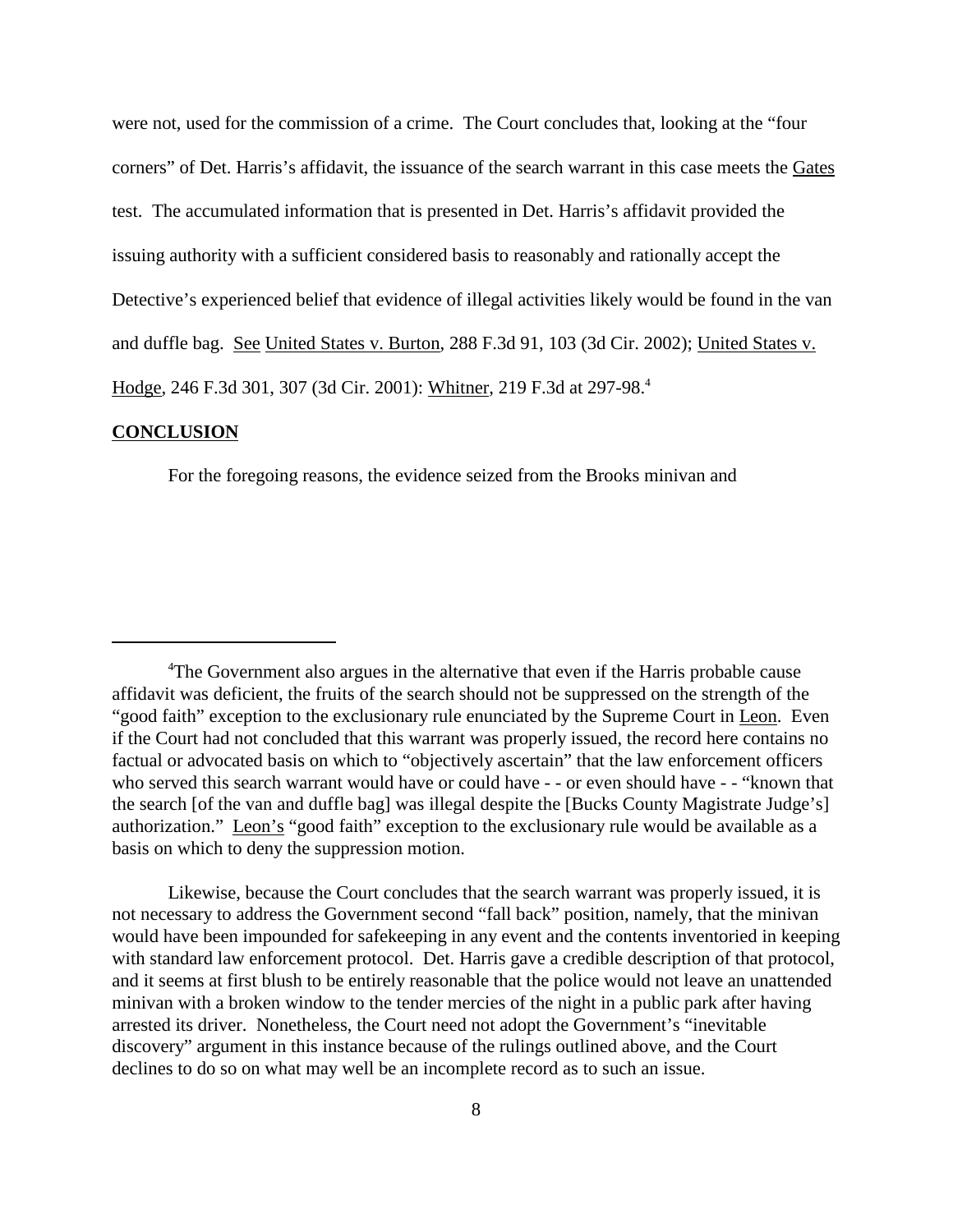were not, used for the commission of a crime. The Court concludes that, looking at the "four corners" of Det. Harris's affidavit, the issuance of the search warrant in this case meets the Gates test. The accumulated information that is presented in Det. Harris's affidavit provided the issuing authority with a sufficient considered basis to reasonably and rationally accept the Detective's experienced belief that evidence of illegal activities likely would be found in the van and duffle bag. See United States v. Burton, 288 F.3d 91, 103 (3d Cir. 2002); United States v. Hodge, 246 F.3d 301, 307 (3d Cir. 2001): Whitner, 219 F.3d at 297-98.[4]

**CONCLUSION**

For the foregoing reasons, the evidence seized from the Brooks minivan and

---

[4]The Government also argues in the alternative that even if the Harris probable cause affidavit was deficient, the fruits of the search should not be suppressed on the strength of the "good faith" exception to the exclusionary rule enunciated by the Supreme Court in Leon. Even if the Court had not concluded that this warrant was properly issued, the record here contains no factual or advocated basis on which to "objectively ascertain" that the law enforcement officers who served this search warrant would have or could have - - or even should have - - "known that the search [of the van and duffle bag] was illegal despite the [Bucks County Magistrate Judge's] authorization." Leon's "good faith" exception to the exclusionary rule would be available as a basis on which to deny the suppression motion.

Likewise, because the Court concludes that the search warrant was properly issued, it is not necessary to address the Government second "fall back" position, namely, that the minivan would have been impounded for safekeeping in any event and the contents inventoried in keeping with standard law enforcement protocol. Det. Harris gave a credible description of that protocol, and it seems at first blush to be entirely reasonable that the police would not leave an unattended minivan with a broken window to the tender mercies of the night in a public park after having arrested its driver. Nonetheless, the Court need not adopt the Government's "inevitable discovery" argument in this instance because of the rulings outlined above, and the Court declines to do so on what may well be an incomplete record as to such an issue.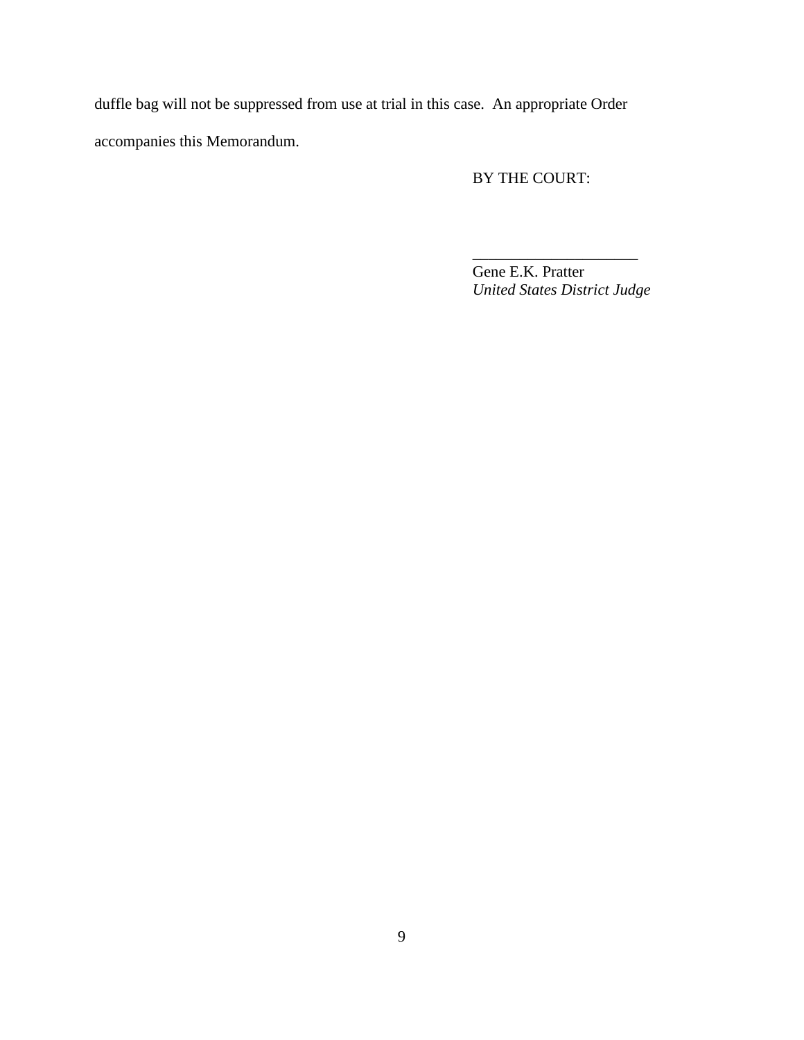duffle bag will not be suppressed from use at trial in this case. An appropriate Order accompanies this Memorandum.

BY THE COURT:

_____________________
Gene E.K. Pratter
*United States District Judge*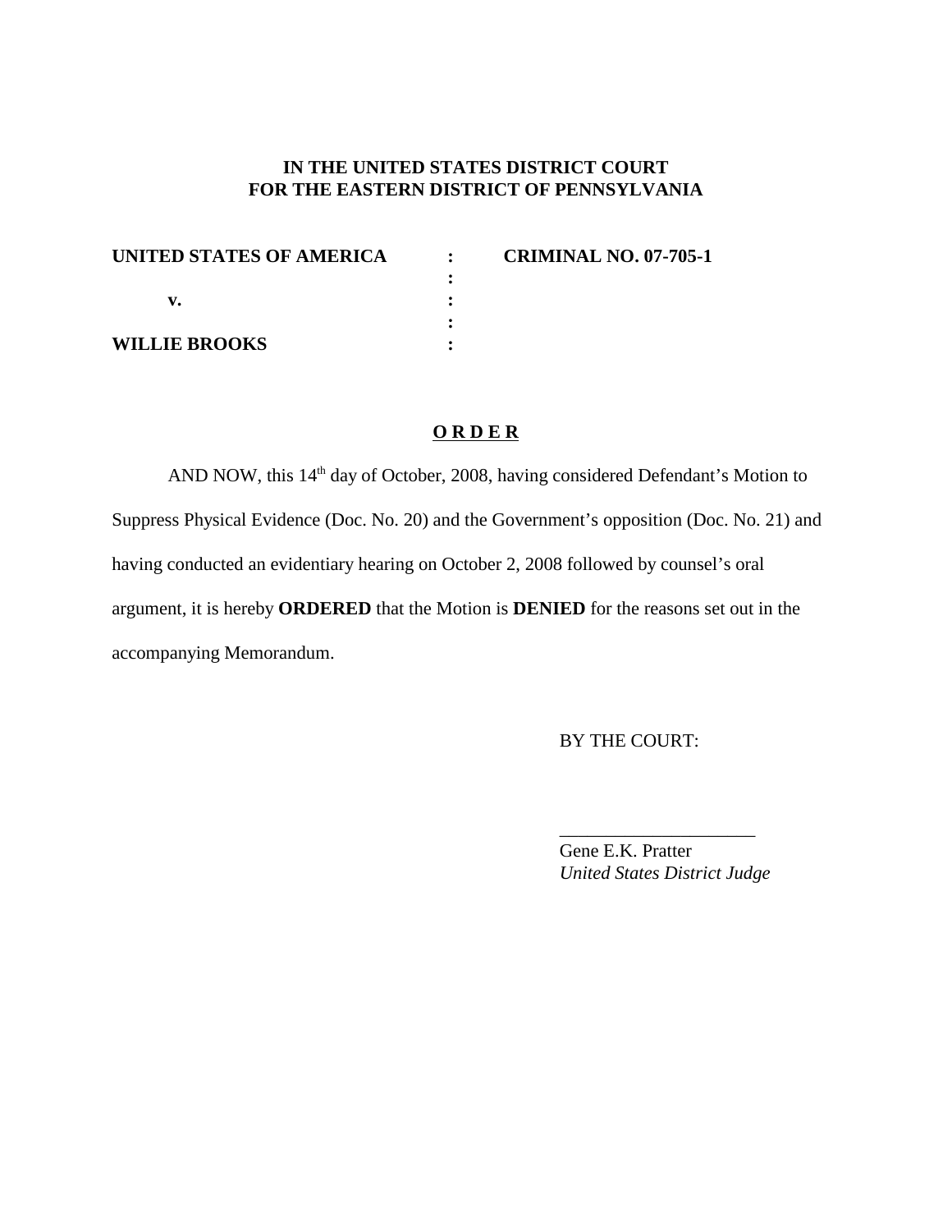**IN THE UNITED STATES DISTRICT COURT**
**FOR THE EASTERN DISTRICT OF PENNSYLVANIA**

| | | |
|---|---|---|
| **UNITED STATES OF AMERICA** | : | **CRIMINAL NO. 07-705-1** |
| | : | |
| **v.** | : | |
| | : | |
| **WILLIE BROOKS** | : | |

**O R D E R**

AND NOW, this 14th day of October, 2008, having considered Defendant's Motion to Suppress Physical Evidence (Doc. No. 20) and the Government's opposition (Doc. No. 21) and having conducted an evidentiary hearing on October 2, 2008 followed by counsel's oral argument, it is hereby **ORDERED** that the Motion is **DENIED** for the reasons set out in the accompanying Memorandum.

BY THE COURT:

_____________________
Gene E.K. Pratter
*United States District Judge*